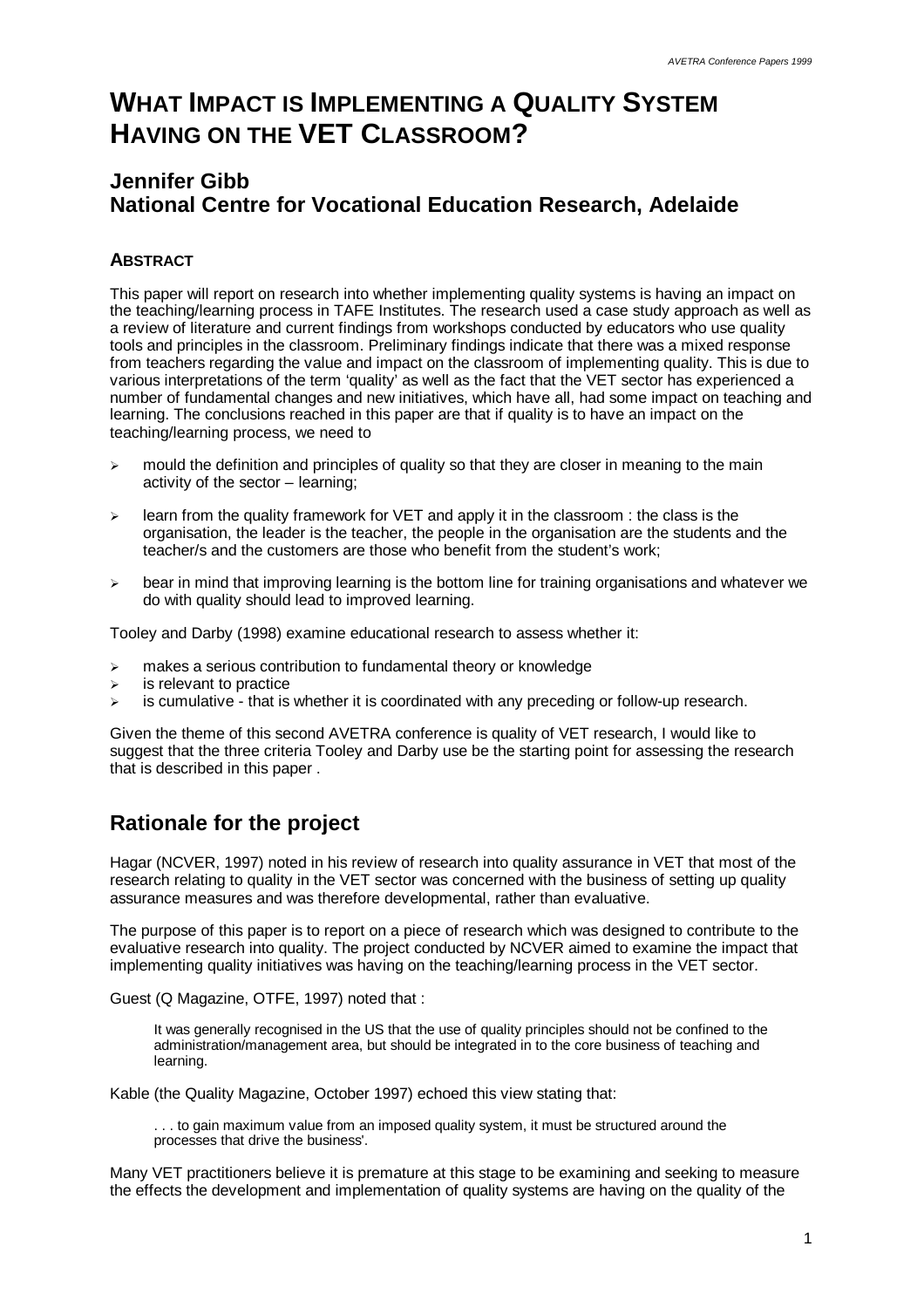# WHAT IMPACT IS IMPLEMENTING A QUALITY SYSTEM HAVING ON THE VET CLASSROOM?

## Jennifer Gibb
## National Centre for Vocational Education Research, Adelaide

### ABSTRACT

This paper will report on research into whether implementing quality systems is having an impact on the teaching/learning process in TAFE Institutes. The research used a case study approach as well as a review of literature and current findings from workshops conducted by educators who use quality tools and principles in the classroom. Preliminary findings indicate that there was a mixed response from teachers regarding the value and impact on the classroom of implementing quality. This is due to various interpretations of the term 'quality' as well as the fact that the VET sector has experienced a number of fundamental changes and new initiatives, which have all, had some impact on teaching and learning. The conclusions reached in this paper are that if quality is to have an impact on the teaching/learning process, we need to

- mould the definition and principles of quality so that they are closer in meaning to the main activity of the sector – learning;
- learn from the quality framework for VET and apply it in the classroom : the class is the organisation, the leader is the teacher, the people in the organisation are the students and the teacher/s and the customers are those who benefit from the student's work;
- bear in mind that improving learning is the bottom line for training organisations and whatever we do with quality should lead to improved learning.

Tooley and Darby (1998) examine educational research to assess whether it:

- makes a serious contribution to fundamental theory or knowledge
- is relevant to practice
- is cumulative - that is whether it is coordinated with any preceding or follow-up research.

Given the theme of this second AVETRA conference is quality of VET research, I would like to suggest that the three criteria Tooley and Darby use be the starting point for assessing the research that is described in this paper .

## Rationale for the project

Hagar (NCVER, 1997) noted in his review of research into quality assurance in VET that most of the research relating to quality in the VET sector was concerned with the business of setting up quality assurance measures and was therefore developmental, rather than evaluative.

The purpose of this paper is to report on a piece of research which was designed to contribute to the evaluative research into quality. The project conducted by NCVER aimed to examine the impact that implementing quality initiatives was having on the teaching/learning process in the VET sector.

Guest (Q Magazine, OTFE, 1997) noted that :

> It was generally recognised in the US that the use of quality principles should not be confined to the administration/management area, but should be integrated in to the core business of teaching and learning.

Kable (the Quality Magazine, October 1997) echoed this view stating that:

> . . . to gain maximum value from an imposed quality system, it must be structured around the processes that drive the business'.

Many VET practitioners believe it is premature at this stage to be examining and seeking to measure the effects the development and implementation of quality systems are having on the quality of the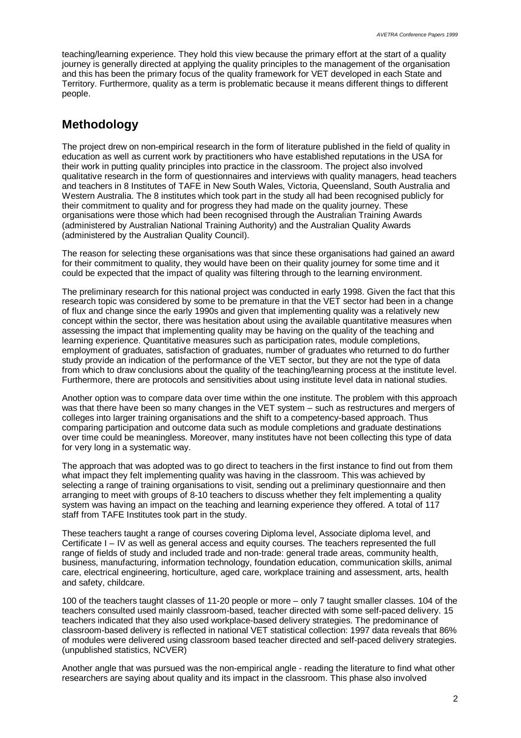teaching/learning experience. They hold this view because the primary effort at the start of a quality journey is generally directed at applying the quality principles to the management of the organisation and this has been the primary focus of the quality framework for VET developed in each State and Territory. Furthermore, quality as a term is problematic because it means different things to different people.

## Methodology

The project drew on non-empirical research in the form of literature published in the field of quality in education as well as current work by practitioners who have established reputations in the USA for their work in putting quality principles into practice in the classroom. The project also involved qualitative research in the form of questionnaires and interviews with quality managers, head teachers and teachers in 8 Institutes of TAFE in New South Wales, Victoria, Queensland, South Australia and Western Australia. The 8 institutes which took part in the study all had been recognised publicly for their commitment to quality and for progress they had made on the quality journey. These organisations were those which had been recognised through the Australian Training Awards (administered by Australian National Training Authority) and the Australian Quality Awards (administered by the Australian Quality Council).

The reason for selecting these organisations was that since these organisations had gained an award for their commitment to quality, they would have been on their quality journey for some time and it could be expected that the impact of quality was filtering through to the learning environment.

The preliminary research for this national project was conducted in early 1998. Given the fact that this research topic was considered by some to be premature in that the VET sector had been in a change of flux and change since the early 1990s and given that implementing quality was a relatively new concept within the sector, there was hesitation about using the available quantitative measures when assessing the impact that implementing quality may be having on the quality of the teaching and learning experience. Quantitative measures such as participation rates, module completions, employment of graduates, satisfaction of graduates, number of graduates who returned to do further study provide an indication of the performance of the VET sector, but they are not the type of data from which to draw conclusions about the quality of the teaching/learning process at the institute level. Furthermore, there are protocols and sensitivities about using institute level data in national studies.

Another option was to compare data over time within the one institute. The problem with this approach was that there have been so many changes in the VET system – such as restructures and mergers of colleges into larger training organisations and the shift to a competency-based approach. Thus comparing participation and outcome data such as module completions and graduate destinations over time could be meaningless. Moreover, many institutes have not been collecting this type of data for very long in a systematic way.

The approach that was adopted was to go direct to teachers in the first instance to find out from them what impact they felt implementing quality was having in the classroom. This was achieved by selecting a range of training organisations to visit, sending out a preliminary questionnaire and then arranging to meet with groups of 8-10 teachers to discuss whether they felt implementing a quality system was having an impact on the teaching and learning experience they offered. A total of 117 staff from TAFE Institutes took part in the study.

These teachers taught a range of courses covering Diploma level, Associate diploma level, and Certificate I – IV as well as general access and equity courses. The teachers represented the full range of fields of study and included trade and non-trade: general trade areas, community health, business, manufacturing, information technology, foundation education, communication skills, animal care, electrical engineering, horticulture, aged care, workplace training and assessment, arts, health and safety, childcare.

100 of the teachers taught classes of 11-20 people or more – only 7 taught smaller classes. 104 of the teachers consulted used mainly classroom-based, teacher directed with some self-paced delivery. 15 teachers indicated that they also used workplace-based delivery strategies. The predominance of classroom-based delivery is reflected in national VET statistical collection: 1997 data reveals that 86% of modules were delivered using classroom based teacher directed and self-paced delivery strategies. (unpublished statistics, NCVER)

Another angle that was pursued was the non-empirical angle - reading the literature to find what other researchers are saying about quality and its impact in the classroom. This phase also involved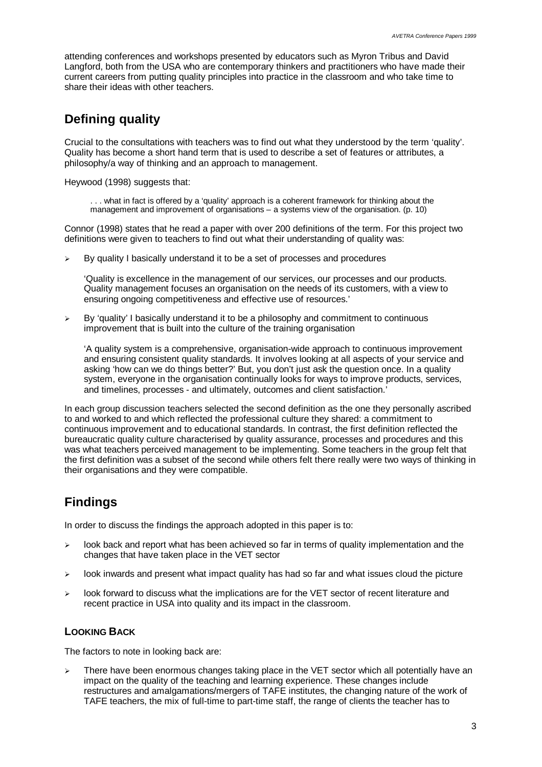attending conferences and workshops presented by educators such as Myron Tribus and David Langford, both from the USA who are contemporary thinkers and practitioners who have made their current careers from putting quality principles into practice in the classroom and who take time to share their ideas with other teachers.

## Defining quality

Crucial to the consultations with teachers was to find out what they understood by the term 'quality'. Quality has become a short hand term that is used to describe a set of features or attributes, a philosophy/a way of thinking and an approach to management.

Heywood (1998) suggests that:

> . . . what in fact is offered by a 'quality' approach is a coherent framework for thinking about the management and improvement of organisations – a systems view of the organisation. (p. 10)

Connor (1998) states that he read a paper with over 200 definitions of the term. For this project two definitions were given to teachers to find out what their understanding of quality was:

- By quality I basically understand it to be a set of processes and procedures

  'Quality is excellence in the management of our services, our processes and our products. Quality management focuses an organisation on the needs of its customers, with a view to ensuring ongoing competitiveness and effective use of resources.'

- By 'quality' I basically understand it to be a philosophy and commitment to continuous improvement that is built into the culture of the training organisation

  'A quality system is a comprehensive, organisation-wide approach to continuous improvement and ensuring consistent quality standards. It involves looking at all aspects of your service and asking 'how can we do things better?' But, you don't just ask the question once. In a quality system, everyone in the organisation continually looks for ways to improve products, services, and timelines, processes - and ultimately, outcomes and client satisfaction.'

In each group discussion teachers selected the second definition as the one they personally ascribed to and worked to and which reflected the professional culture they shared: a commitment to continuous improvement and to educational standards. In contrast, the first definition reflected the bureaucratic quality culture characterised by quality assurance, processes and procedures and this was what teachers perceived management to be implementing. Some teachers in the group felt that the first definition was a subset of the second while others felt there really were two ways of thinking in their organisations and they were compatible.

## Findings

In order to discuss the findings the approach adopted in this paper is to:

- look back and report what has been achieved so far in terms of quality implementation and the changes that have taken place in the VET sector
- look inwards and present what impact quality has had so far and what issues cloud the picture
- look forward to discuss what the implications are for the VET sector of recent literature and recent practice in USA into quality and its impact in the classroom.

### Looking Back

The factors to note in looking back are:

- There have been enormous changes taking place in the VET sector which all potentially have an impact on the quality of the teaching and learning experience. These changes include restructures and amalgamations/mergers of TAFE institutes, the changing nature of the work of TAFE teachers, the mix of full-time to part-time staff, the range of clients the teacher has to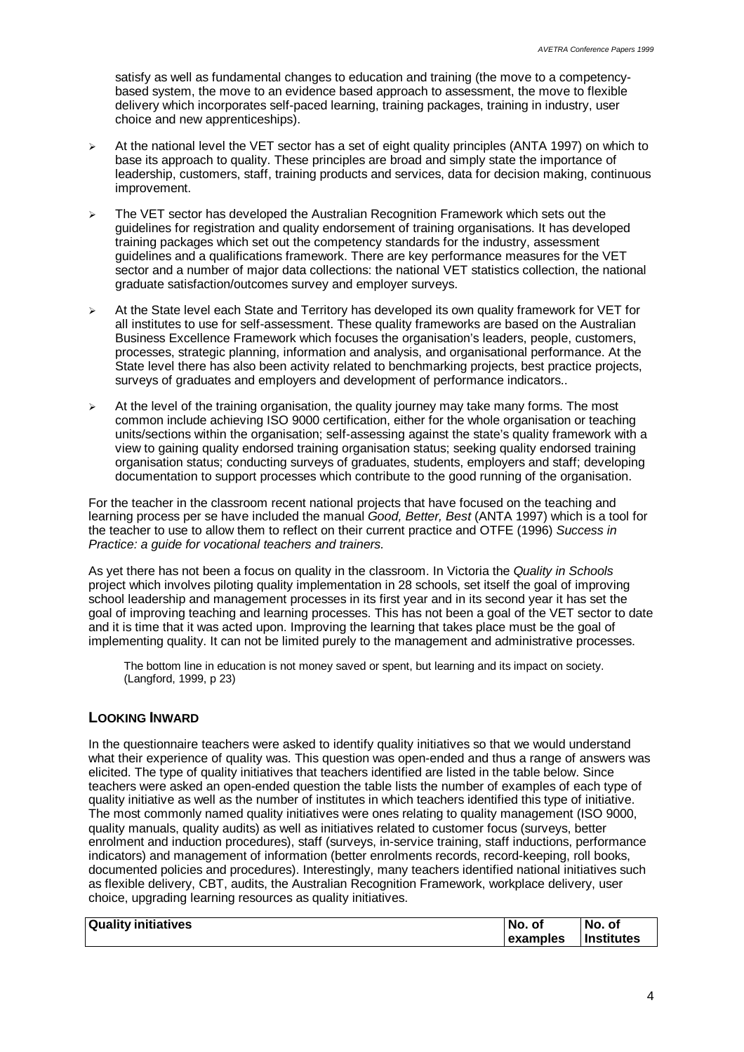satisfy as well as fundamental changes to education and training (the move to a competency-based system, the move to an evidence based approach to assessment, the move to flexible delivery which incorporates self-paced learning, training packages, training in industry, user choice and new apprenticeships).

- At the national level the VET sector has a set of eight quality principles (ANTA 1997) on which to base its approach to quality. These principles are broad and simply state the importance of leadership, customers, staff, training products and services, data for decision making, continuous improvement.
- The VET sector has developed the Australian Recognition Framework which sets out the guidelines for registration and quality endorsement of training organisations. It has developed training packages which set out the competency standards for the industry, assessment guidelines and a qualifications framework. There are key performance measures for the VET sector and a number of major data collections: the national VET statistics collection, the national graduate satisfaction/outcomes survey and employer surveys.
- At the State level each State and Territory has developed its own quality framework for VET for all institutes to use for self-assessment. These quality frameworks are based on the Australian Business Excellence Framework which focuses the organisation's leaders, people, customers, processes, strategic planning, information and analysis, and organisational performance. At the State level there has also been activity related to benchmarking projects, best practice projects, surveys of graduates and employers and development of performance indicators..
- At the level of the training organisation, the quality journey may take many forms. The most common include achieving ISO 9000 certification, either for the whole organisation or teaching units/sections within the organisation; self-assessing against the state's quality framework with a view to gaining quality endorsed training organisation status; seeking quality endorsed training organisation status; conducting surveys of graduates, students, employers and staff; developing documentation to support processes which contribute to the good running of the organisation.

For the teacher in the classroom recent national projects that have focused on the teaching and learning process per se have included the manual *Good, Better, Best* (ANTA 1997) which is a tool for the teacher to use to allow them to reflect on their current practice and OTFE (1996) *Success in Practice: a guide for vocational teachers and trainers.*

As yet there has not been a focus on quality in the classroom. In Victoria the *Quality in Schools* project which involves piloting quality implementation in 28 schools, set itself the goal of improving school leadership and management processes in its first year and in its second year it has set the goal of improving teaching and learning processes. This has not been a goal of the VET sector to date and it is time that it was acted upon. Improving the learning that takes place must be the goal of implementing quality. It can not be limited purely to the management and administrative processes.

> The bottom line in education is not money saved or spent, but learning and its impact on society. (Langford, 1999, p 23)

## LOOKING INWARD

In the questionnaire teachers were asked to identify quality initiatives so that we would understand what their experience of quality was. This question was open-ended and thus a range of answers was elicited. The type of quality initiatives that teachers identified are listed in the table below. Since teachers were asked an open-ended question the table lists the number of examples of each type of quality initiative as well as the number of institutes in which teachers identified this type of initiative. The most commonly named quality initiatives were ones relating to quality management (ISO 9000, quality manuals, quality audits) as well as initiatives related to customer focus (surveys, better enrolment and induction procedures), staff (surveys, in-service training, staff inductions, performance indicators) and management of information (better enrolments records, record-keeping, roll books, documented policies and procedures). Interestingly, many teachers identified national initiatives such as flexible delivery, CBT, audits, the Australian Recognition Framework, workplace delivery, user choice, upgrading learning resources as quality initiatives.

| Quality initiatives | No. of examples | No. of Institutes |
|---|---|---|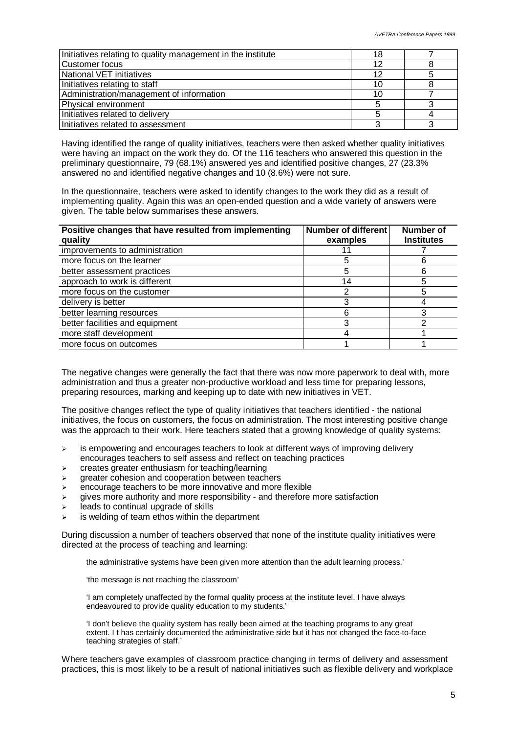| | | |
|---|---|---|
| Initiatives relating to quality management in the institute | 18 | 7 |
| Customer focus | 12 | 8 |
| National VET initiatives | 12 | 5 |
| Initiatives relating to staff | 10 | 8 |
| Administration/management of information | 10 | 7 |
| Physical environment | 5 | 3 |
| Initiatives related to delivery | 5 | 4 |
| Initiatives related to assessment | 3 | 3 |

Having identified the range of quality initiatives, teachers were then asked whether quality initiatives were having an impact on the work they do. Of the 116 teachers who answered this question in the preliminary questionnaire, 79 (68.1%) answered yes and identified positive changes, 27 (23.3% answered no and identified negative changes and 10 (8.6%) were not sure.

In the questionnaire, teachers were asked to identify changes to the work they did as a result of implementing quality. Again this was an open-ended question and a wide variety of answers were given. The table below summarises these answers.

| Positive changes that have resulted from implementing quality | Number of different examples | Number of Institutes |
|---|---|---|
| improvements to administration | 11 | 7 |
| more focus on the learner | 5 | 6 |
| better assessment practices | 5 | 6 |
| approach to work is different | 14 | 5 |
| more focus on the customer | 2 | 5 |
| delivery is better | 3 | 4 |
| better learning resources | 6 | 3 |
| better facilities and equipment | 3 | 2 |
| more staff development | 4 | 1 |
| more focus on outcomes | 1 | 1 |

The negative changes were generally the fact that there was now more paperwork to deal with, more administration and thus a greater non-productive workload and less time for preparing lessons, preparing resources, marking and keeping up to date with new initiatives in VET.

The positive changes reflect the type of quality initiatives that teachers identified - the national initiatives, the focus on customers, the focus on administration. The most interesting positive change was the approach to their work. Here teachers stated that a growing knowledge of quality systems:

- is empowering and encourages teachers to look at different ways of improving delivery encourages teachers to self assess and reflect on teaching practices
- creates greater enthusiasm for teaching/learning
- greater cohesion and cooperation between teachers
- encourage teachers to be more innovative and more flexible
- gives more authority and more responsibility - and therefore more satisfaction
- leads to continual upgrade of skills
- is welding of team ethos within the department

During discussion a number of teachers observed that none of the institute quality initiatives were directed at the process of teaching and learning:

> the administrative systems have been given more attention than the adult learning process.'
>
> 'the message is not reaching the classroom'
>
> 'I am completely unaffected by the formal quality process at the institute level. I have always endeavoured to provide quality education to my students.'
>
> 'I don't believe the quality system has really been aimed at the teaching programs to any great extent. I t has certainly documented the administrative side but it has not changed the face-to-face teaching strategies of staff.'

Where teachers gave examples of classroom practice changing in terms of delivery and assessment practices, this is most likely to be a result of national initiatives such as flexible delivery and workplace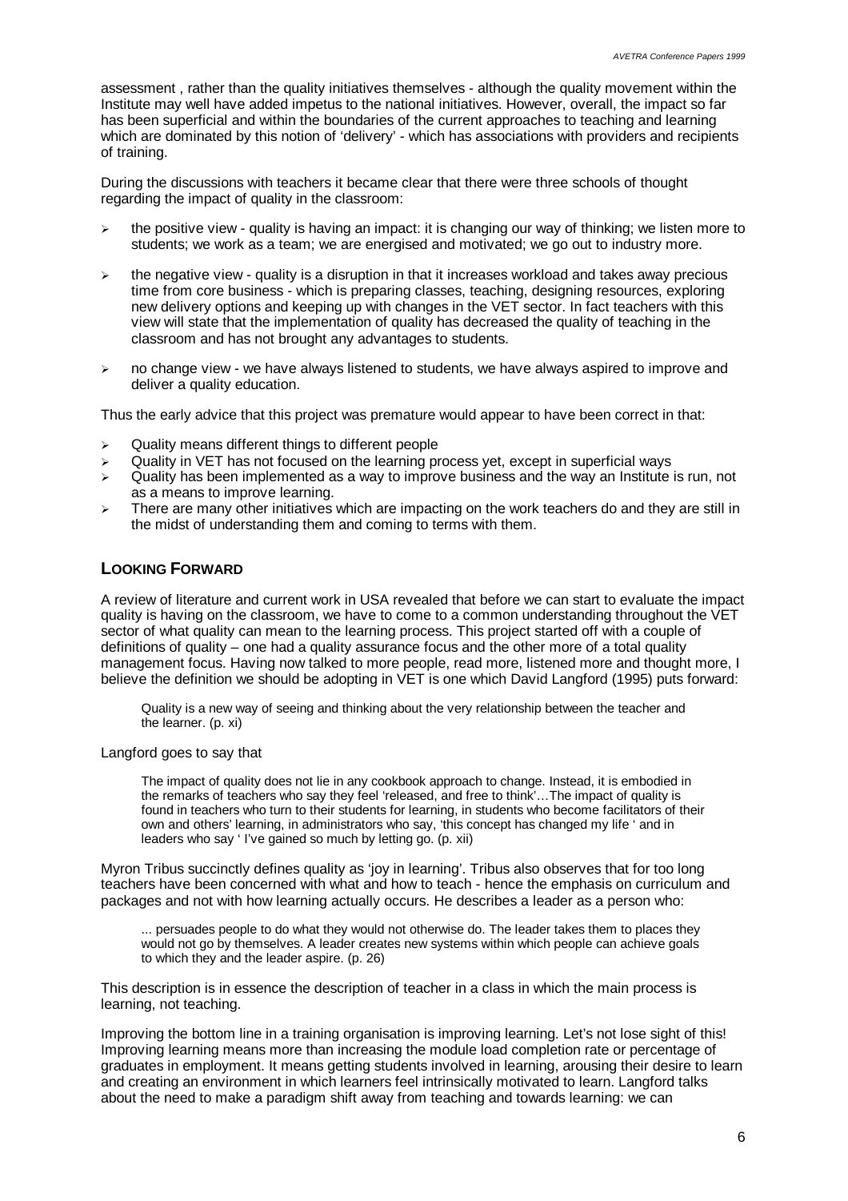assessment , rather than the quality initiatives themselves - although the quality movement within the Institute may well have added impetus to the national initiatives. However, overall, the impact so far has been superficial and within the boundaries of the current approaches to teaching and learning which are dominated by this notion of 'delivery' - which has associations with providers and recipients of training.

During the discussions with teachers it became clear that there were three schools of thought regarding the impact of quality in the classroom:

- the positive view - quality is having an impact: it is changing our way of thinking; we listen more to students; we work as a team; we are energised and motivated; we go out to industry more.
- the negative view - quality is a disruption in that it increases workload and takes away precious time from core business - which is preparing classes, teaching, designing resources, exploring new delivery options and keeping up with changes in the VET sector. In fact teachers with this view will state that the implementation of quality has decreased the quality of teaching in the classroom and has not brought any advantages to students.
- no change view - we have always listened to students, we have always aspired to improve and deliver a quality education.

Thus the early advice that this project was premature would appear to have been correct in that:

- Quality means different things to different people
- Quality in VET has not focused on the learning process yet, except in superficial ways
- Quality has been implemented as a way to improve business and the way an Institute is run, not as a means to improve learning.
- There are many other initiatives which are impacting on the work teachers do and they are still in the midst of understanding them and coming to terms with them.

## LOOKING FORWARD

A review of literature and current work in USA revealed that before we can start to evaluate the impact quality is having on the classroom, we have to come to a common understanding throughout the VET sector of what quality can mean to the learning process. This project started off with a couple of definitions of quality – one had a quality assurance focus and the other more of a total quality management focus. Having now talked to more people, read more, listened more and thought more, I believe the definition we should be adopting in VET is one which David Langford (1995) puts forward:

> Quality is a new way of seeing and thinking about the very relationship between the teacher and the learner. (p. xi)

Langford goes to say that

> The impact of quality does not lie in any cookbook approach to change. Instead, it is embodied in the remarks of teachers who say they feel 'released, and free to think'…The impact of quality is found in teachers who turn to their students for learning, in students who become facilitators of their own and others' learning, in administrators who say, 'this concept has changed my life ' and in leaders who say ' I've gained so much by letting go. (p. xii)

Myron Tribus succinctly defines quality as 'joy in learning'. Tribus also observes that for too long teachers have been concerned with what and how to teach - hence the emphasis on curriculum and packages and not with how learning actually occurs. He describes a leader as a person who:

> ... persuades people to do what they would not otherwise do. The leader takes them to places they would not go by themselves. A leader creates new systems within which people can achieve goals to which they and the leader aspire. (p. 26)

This description is in essence the description of teacher in a class in which the main process is learning, not teaching.

Improving the bottom line in a training organisation is improving learning. Let's not lose sight of this! Improving learning means more than increasing the module load completion rate or percentage of graduates in employment. It means getting students involved in learning, arousing their desire to learn and creating an environment in which learners feel intrinsically motivated to learn. Langford talks about the need to make a paradigm shift away from teaching and towards learning: we can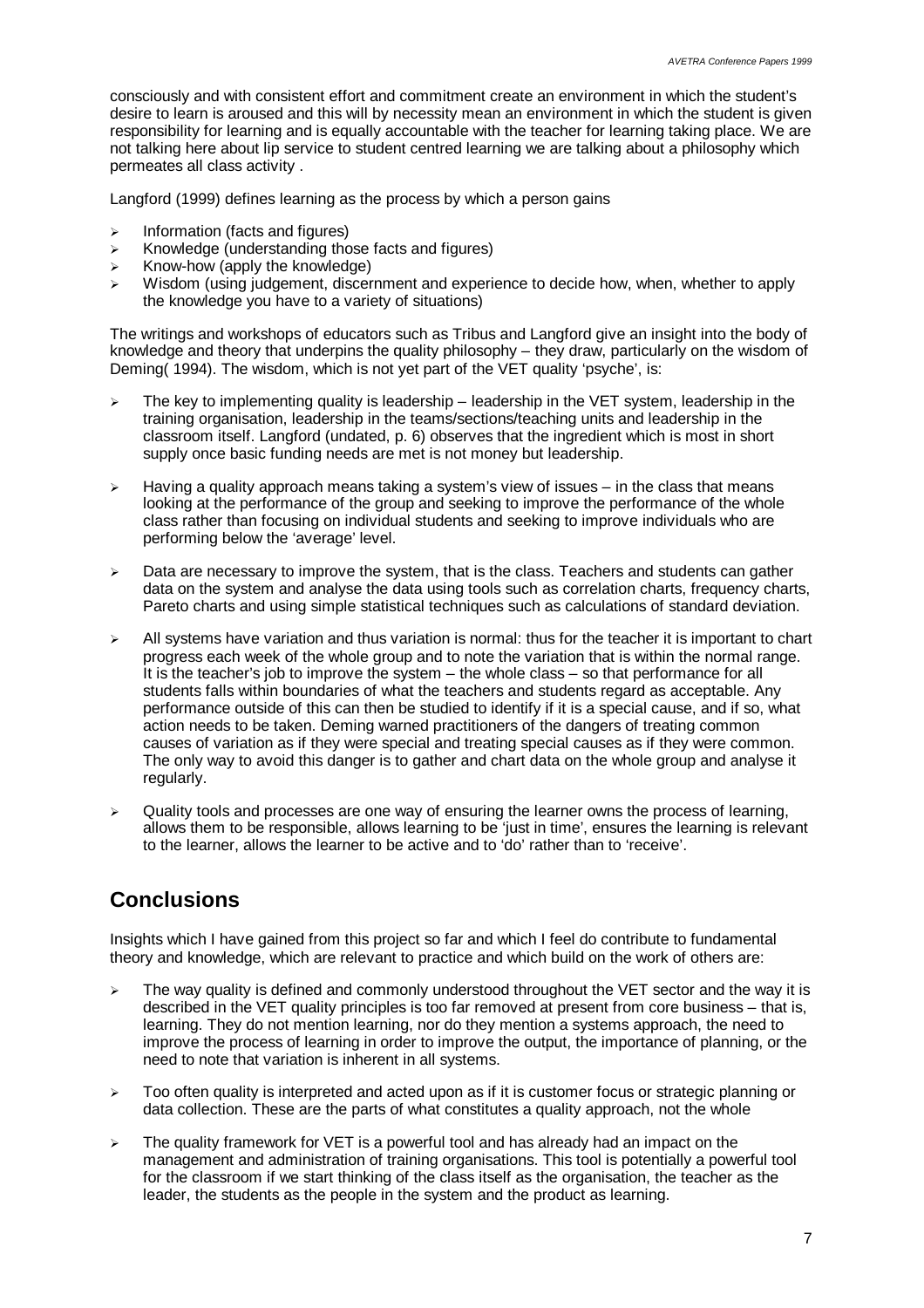consciously and with consistent effort and commitment create an environment in which the student's desire to learn is aroused and this will by necessity mean an environment in which the student is given responsibility for learning and is equally accountable with the teacher for learning taking place. We are not talking here about lip service to student centred learning we are talking about a philosophy which permeates all class activity .

Langford (1999) defines learning as the process by which a person gains

- Information (facts and figures)
- Knowledge (understanding those facts and figures)
- Know-how (apply the knowledge)
- Wisdom (using judgement, discernment and experience to decide how, when, whether to apply the knowledge you have to a variety of situations)

The writings and workshops of educators such as Tribus and Langford give an insight into the body of knowledge and theory that underpins the quality philosophy – they draw, particularly on the wisdom of Deming( 1994). The wisdom, which is not yet part of the VET quality 'psyche', is:

- The key to implementing quality is leadership – leadership in the VET system, leadership in the training organisation, leadership in the teams/sections/teaching units and leadership in the classroom itself. Langford (undated, p. 6) observes that the ingredient which is most in short supply once basic funding needs are met is not money but leadership.
- Having a quality approach means taking a system's view of issues – in the class that means looking at the performance of the group and seeking to improve the performance of the whole class rather than focusing on individual students and seeking to improve individuals who are performing below the 'average' level.
- Data are necessary to improve the system, that is the class. Teachers and students can gather data on the system and analyse the data using tools such as correlation charts, frequency charts, Pareto charts and using simple statistical techniques such as calculations of standard deviation.
- All systems have variation and thus variation is normal: thus for the teacher it is important to chart progress each week of the whole group and to note the variation that is within the normal range. It is the teacher's job to improve the system – the whole class – so that performance for all students falls within boundaries of what the teachers and students regard as acceptable. Any performance outside of this can then be studied to identify if it is a special cause, and if so, what action needs to be taken. Deming warned practitioners of the dangers of treating common causes of variation as if they were special and treating special causes as if they were common. The only way to avoid this danger is to gather and chart data on the whole group and analyse it regularly.
- Quality tools and processes are one way of ensuring the learner owns the process of learning, allows them to be responsible, allows learning to be 'just in time', ensures the learning is relevant to the learner, allows the learner to be active and to 'do' rather than to 'receive'.

## Conclusions

Insights which I have gained from this project so far and which I feel do contribute to fundamental theory and knowledge, which are relevant to practice and which build on the work of others are:

- The way quality is defined and commonly understood throughout the VET sector and the way it is described in the VET quality principles is too far removed at present from core business – that is, learning. They do not mention learning, nor do they mention a systems approach, the need to improve the process of learning in order to improve the output, the importance of planning, or the need to note that variation is inherent in all systems.
- Too often quality is interpreted and acted upon as if it is customer focus or strategic planning or data collection. These are the parts of what constitutes a quality approach, not the whole
- The quality framework for VET is a powerful tool and has already had an impact on the management and administration of training organisations. This tool is potentially a powerful tool for the classroom if we start thinking of the class itself as the organisation, the teacher as the leader, the students as the people in the system and the product as learning.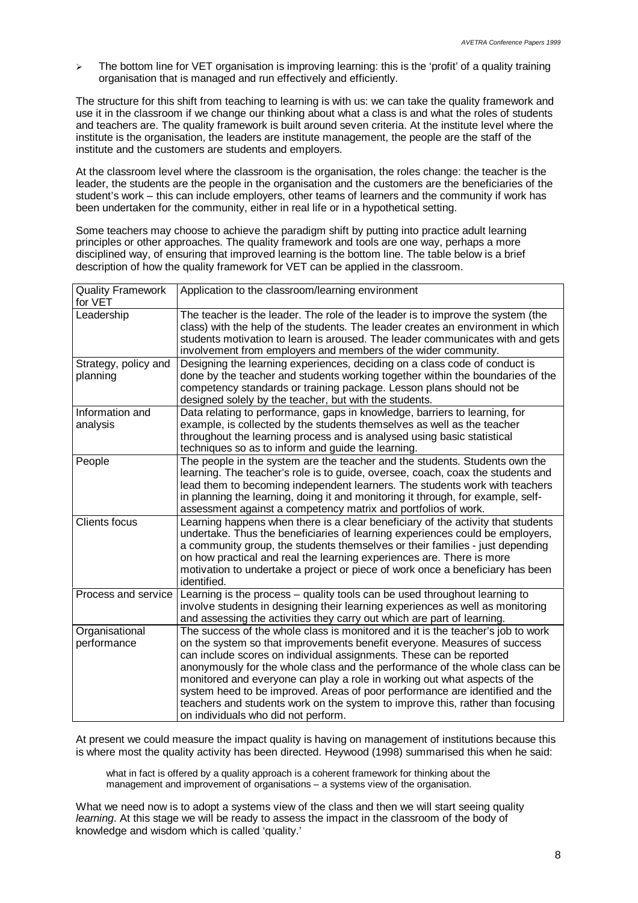- The bottom line for VET organisation is improving learning: this is the 'profit' of a quality training organisation that is managed and run effectively and efficiently.

The structure for this shift from teaching to learning is with us: we can take the quality framework and use it in the classroom if we change our thinking about what a class is and what the roles of students and teachers are. The quality framework is built around seven criteria. At the institute level where the institute is the organisation, the leaders are institute management, the people are the staff of the institute and the customers are students and employers.

At the classroom level where the classroom is the organisation, the roles change: the teacher is the leader, the students are the people in the organisation and the customers are the beneficiaries of the student's work – this can include employers, other teams of learners and the community if work has been undertaken for the community, either in real life or in a hypothetical setting.

Some teachers may choose to achieve the paradigm shift by putting into practice adult learning principles or other approaches. The quality framework and tools are one way, perhaps a more disciplined way, of ensuring that improved learning is the bottom line. The table below is a brief description of how the quality framework for VET can be applied in the classroom.

| Quality Framework for VET | Application to the classroom/learning environment |
|---|---|
| Leadership | The teacher is the leader. The role of the leader is to improve the system (the class) with the help of the students. The leader creates an environment in which students motivation to learn is aroused. The leader communicates with and gets involvement from employers and members of the wider community. |
| Strategy, policy and planning | Designing the learning experiences, deciding on a class code of conduct is done by the teacher and students working together within the boundaries of the competency standards or training package. Lesson plans should not be designed solely by the teacher, but with the students. |
| Information and analysis | Data relating to performance, gaps in knowledge, barriers to learning, for example, is collected by the students themselves as well as the teacher throughout the learning process and is analysed using basic statistical techniques so as to inform and guide the learning. |
| People | The people in the system are the teacher and the students. Students own the learning. The teacher's role is to guide, oversee, coach, coax the students and lead them to becoming independent learners. The students work with teachers in planning the learning, doing it and monitoring it through, for example, self-assessment against a competency matrix and portfolios of work. |
| Clients focus | Learning happens when there is a clear beneficiary of the activity that students undertake. Thus the beneficiaries of learning experiences could be employers, a community group, the students themselves or their families - just depending on how practical and real the learning experiences are. There is more motivation to undertake a project or piece of work once a beneficiary has been identified. |
| Process and service | Learning is the process – quality tools can be used throughout learning to involve students in designing their learning experiences as well as monitoring and assessing the activities they carry out which are part of learning. |
| Organisational performance | The success of the whole class is monitored and it is the teacher's job to work on the system so that improvements benefit everyone. Measures of success can include scores on individual assignments. These can be reported anonymously for the whole class and the performance of the whole class can be monitored and everyone can play a role in working out what aspects of the system heed to be improved. Areas of poor performance are identified and the teachers and students work on the system to improve this, rather than focusing on individuals who did not perform. |

At present we could measure the impact quality is having on management of institutions because this is where most the quality activity has been directed. Heywood (1998) summarised this when he said:

> what in fact is offered by a quality approach is a coherent framework for thinking about the management and improvement of organisations – a systems view of the organisation.

What we need now is to adopt a systems view of the class and then we will start seeing quality *learning*. At this stage we will be ready to assess the impact in the classroom of the body of knowledge and wisdom which is called 'quality.'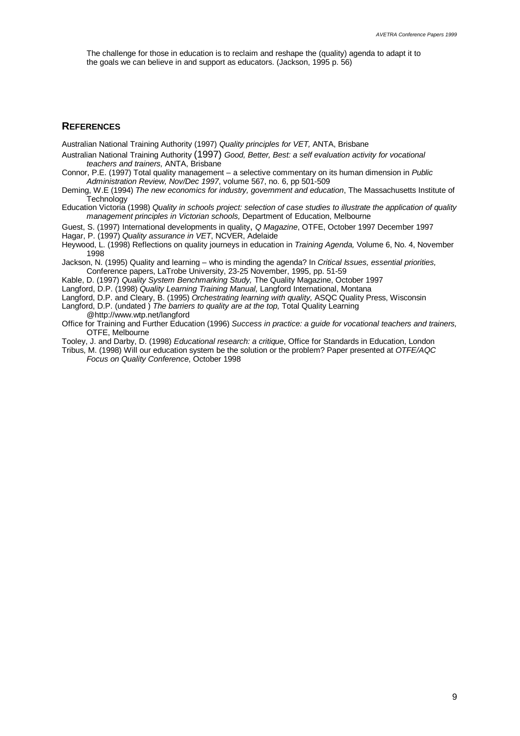The challenge for those in education is to reclaim and reshape the (quality) agenda to adapt it to the goals we can believe in and support as educators. (Jackson, 1995 p. 56)

## References

Australian National Training Authority (1997) *Quality principles for VET,* ANTA, Brisbane

Australian National Training Authority (1997) *Good, Better, Best: a self evaluation activity for vocational teachers and trainers,* ANTA, Brisbane

Connor, P.E. (1997) Total quality management – a selective commentary on its human dimension in *Public Administration Review, Nov/Dec 1997*, volume 567, no. 6, pp 501-509

Deming, W.E (1994) *The new economics for industry, government and education*, The Massachusetts Institute of Technology

Education Victoria (1998) *Quality in schools project: selection of case studies to illustrate the application of quality management principles in Victorian schools,* Department of Education, Melbourne

Guest, S. (1997) International developments in quality, *Q Magazine*, OTFE, October 1997 December 1997

Hagar, P. (1997) *Quality assurance in VET*, NCVER, Adelaide

Heywood, L. (1998) Reflections on quality journeys in education in *Training Agenda,* Volume 6, No. 4, November 1998

Jackson, N. (1995) Quality and learning – who is minding the agenda? In *Critical Issues, essential priorities,* Conference papers, LaTrobe University, 23-25 November, 1995, pp. 51-59

Kable, D. (1997) *Quality System Benchmarking Study,* The Quality Magazine, October 1997

Langford, D.P. (1998) *Quality Learning Training Manual,* Langford International, Montana

Langford, D.P. and Cleary, B. (1995) *Orchestrating learning with quality,* ASQC Quality Press, Wisconsin

Langford, D.P. (undated ) *The barriers to quality are at the top,* Total Quality Learning @http://www.wtp.net/langford

Office for Training and Further Education (1996) *Success in practice: a guide for vocational teachers and trainers,* OTFE, Melbourne

Tooley, J. and Darby, D. (1998) *Educational research: a critique*, Office for Standards in Education, London

Tribus, M. (1998) Will our education system be the solution or the problem? Paper presented at *OTFE/AQC Focus on Quality Conference*, October 1998